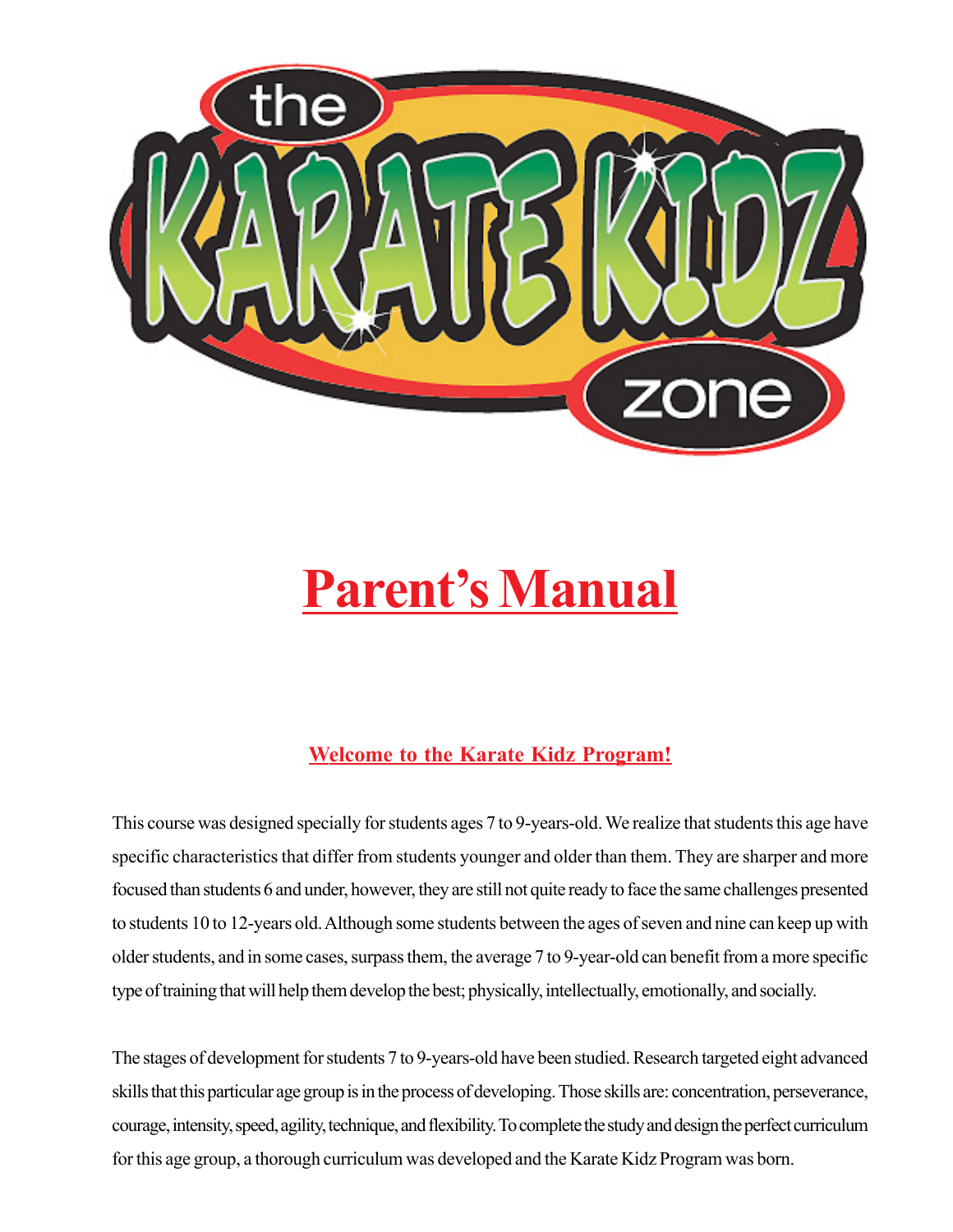# Parent's Manual

## Welcome to the Karate Kidz Program!

This course was designed specially for students ages 7 to 9-years-old. We realize that students this age have specific characteristics that differ from students younger and older than them. They are sharper and more focused than students 6 and under, however, they are still not quite ready to face the same challenges presented to students 10 to 12-years old. Although some students between the ages of seven and nine can keep up with older students, and in some cases, surpass them, the average 7 to 9-year-old can benefit from a more specific type of training that will help them develop the best; physically, intellectually, emotionally, and socially.

The stages of development for students 7 to 9-years-old have been studied. Research targeted eight advanced skills that this particular age group is in the process of developing. Those skills are: concentration, perseverance, courage, intensity, speed, agility, technique, and flexibility. To complete the study and design the perfect curriculum for this age group, a thorough curriculum was developed and the Karate Kidz Program was born.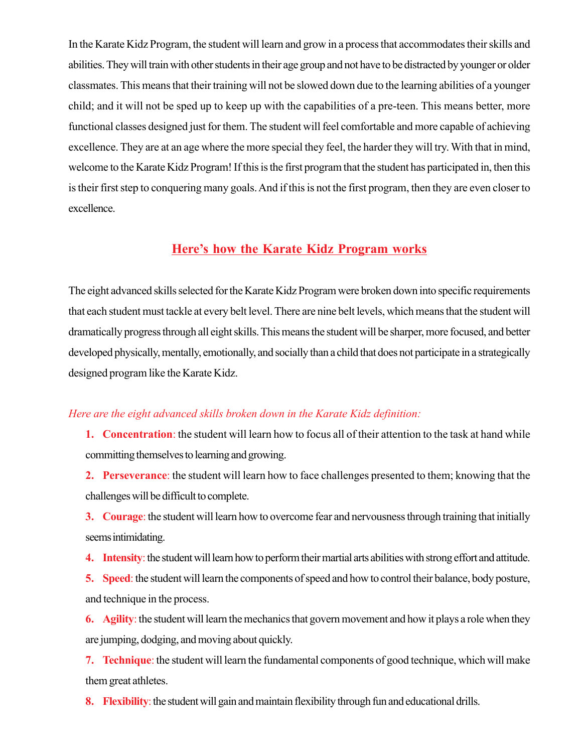In the Karate Kidz Program, the student will learn and grow in a process that accommodates their skills and abilities. They will train with other students in their age group and not have to be distracted by younger or older classmates. This means that their training will not be slowed down due to the learning abilities of a younger child; and it will not be sped up to keep up with the capabilities of a pre-teen. This means better, more functional classes designed just for them. The student will feel comfortable and more capable of achieving excellence. They are at an age where the more special they feel, the harder they will try. With that in mind, welcome to the Karate Kidz Program! If this is the first program that the student has participated in, then this is their first step to conquering many goals. And if this is not the first program, then they are even closer to excellence.

## Here's how the Karate Kidz Program works

The eight advanced skills selected for the Karate Kidz Program were broken down into specific requirements that each student must tackle at every belt level. There are nine belt levels, which means that the student will dramatically progress through all eight skills. This means the student will be sharper, more focused, and better developed physically, mentally, emotionally, and socially than a child that does not participate in a strategically designed program like the Karate Kidz.

*Here are the eight advanced skills broken down in the Karate Kidz definition:*

1. **Concentration**: the student will learn how to focus all of their attention to the task at hand while committing themselves to learning and growing.
2. **Perseverance**: the student will learn how to face challenges presented to them; knowing that the challenges will be difficult to complete.
3. **Courage**: the student will learn how to overcome fear and nervousness through training that initially seems intimidating.
4. **Intensity**: the student will learn how to perform their martial arts abilities with strong effort and attitude.
5. **Speed**: the student will learn the components of speed and how to control their balance, body posture, and technique in the process.
6. **Agility**: the student will learn the mechanics that govern movement and how it plays a role when they are jumping, dodging, and moving about quickly.
7. **Technique**: the student will learn the fundamental components of good technique, which will make them great athletes.
8. **Flexibility**: the student will gain and maintain flexibility through fun and educational drills.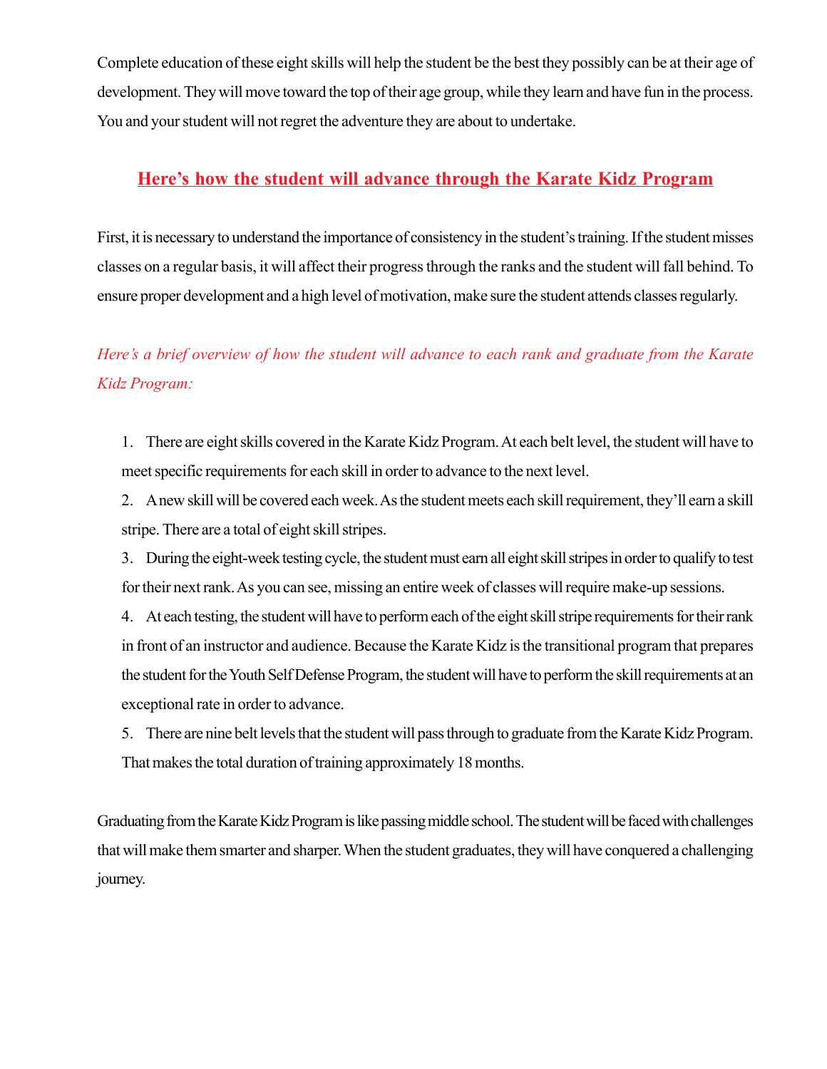Complete education of these eight skills will help the student be the best they possibly can be at their age of development. They will move toward the top of their age group, while they learn and have fun in the process. You and your student will not regret the adventure they are about to undertake.

## Here's how the student will advance through the Karate Kidz Program

First, it is necessary to understand the importance of consistency in the student's training. If the student misses classes on a regular basis, it will affect their progress through the ranks and the student will fall behind. To ensure proper development and a high level of motivation, make sure the student attends classes regularly.

*Here's a brief overview of how the student will advance to each rank and graduate from the Karate Kidz Program:*

1. There are eight skills covered in the Karate Kidz Program. At each belt level, the student will have to meet specific requirements for each skill in order to advance to the next level.
2. A new skill will be covered each week. As the student meets each skill requirement, they'll earn a skill stripe. There are a total of eight skill stripes.
3. During the eight-week testing cycle, the student must earn all eight skill stripes in order to qualify to test for their next rank. As you can see, missing an entire week of classes will require make-up sessions.
4. At each testing, the student will have to perform each of the eight skill stripe requirements for their rank in front of an instructor and audience. Because the Karate Kidz is the transitional program that prepares the student for the Youth Self Defense Program, the student will have to perform the skill requirements at an exceptional rate in order to advance.
5. There are nine belt levels that the student will pass through to graduate from the Karate Kidz Program. That makes the total duration of training approximately 18 months.

Graduating from the Karate Kidz Program is like passing middle school. The student will be faced with challenges that will make them smarter and sharper. When the student graduates, they will have conquered a challenging journey.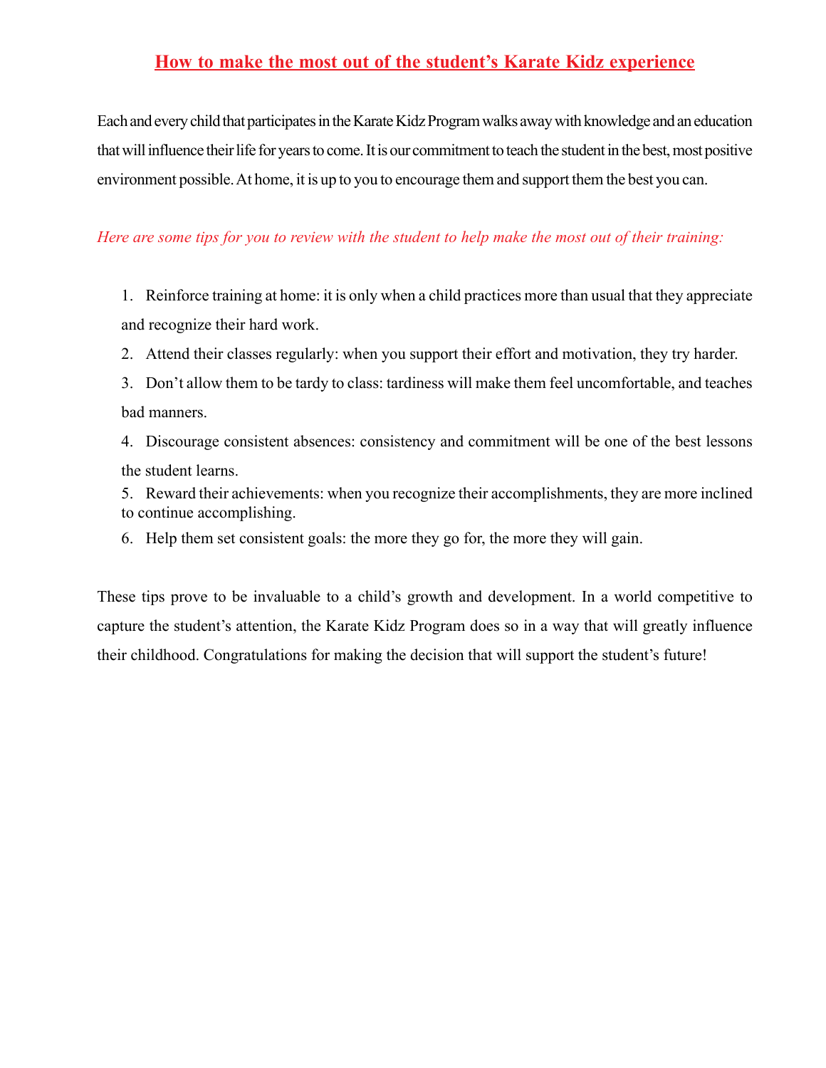# How to make the most out of the student's Karate Kidz experience

Each and every child that participates in the Karate Kidz Program walks away with knowledge and an education that will influence their life for years to come. It is our commitment to teach the student in the best, most positive environment possible. At home, it is up to you to encourage them and support them the best you can.

*Here are some tips for you to review with the student to help make the most out of their training:*

1. Reinforce training at home: it is only when a child practices more than usual that they appreciate and recognize their hard work.
2. Attend their classes regularly: when you support their effort and motivation, they try harder.
3. Don't allow them to be tardy to class: tardiness will make them feel uncomfortable, and teaches bad manners.
4. Discourage consistent absences: consistency and commitment will be one of the best lessons the student learns.
5. Reward their achievements: when you recognize their accomplishments, they are more inclined to continue accomplishing.
6. Help them set consistent goals: the more they go for, the more they will gain.

These tips prove to be invaluable to a child's growth and development. In a world competitive to capture the student's attention, the Karate Kidz Program does so in a way that will greatly influence their childhood. Congratulations for making the decision that will support the student's future!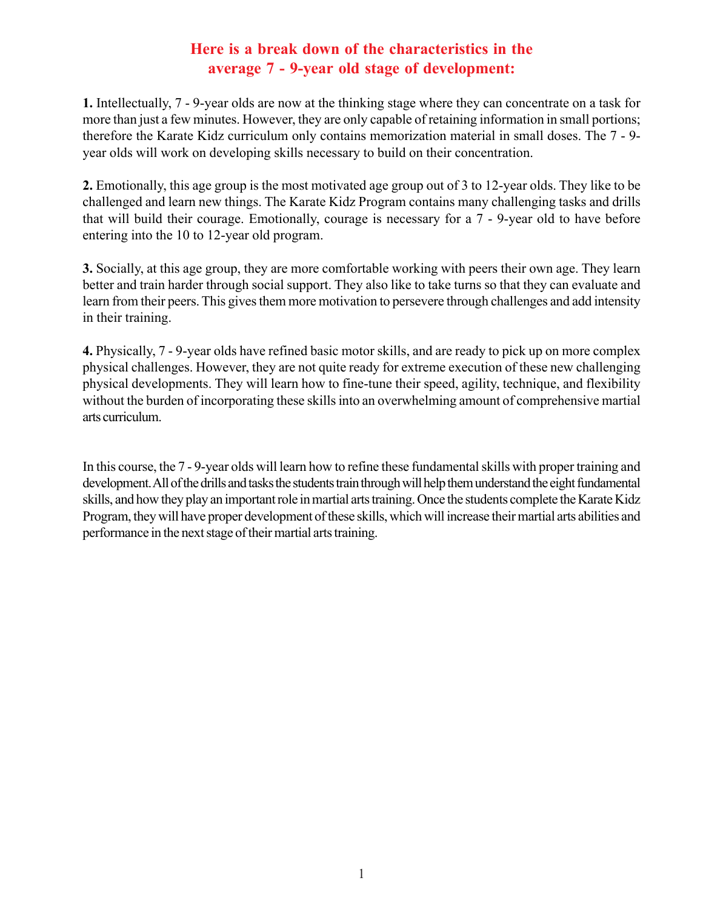## Here is a break down of the characteristics in the average 7 - 9-year old stage of development:

**1.** Intellectually, 7 - 9-year olds are now at the thinking stage where they can concentrate on a task for more than just a few minutes. However, they are only capable of retaining information in small portions; therefore the Karate Kidz curriculum only contains memorization material in small doses. The 7 - 9-year olds will work on developing skills necessary to build on their concentration.

**2.** Emotionally, this age group is the most motivated age group out of 3 to 12-year olds. They like to be challenged and learn new things. The Karate Kidz Program contains many challenging tasks and drills that will build their courage. Emotionally, courage is necessary for a 7 - 9-year old to have before entering into the 10 to 12-year old program.

**3.** Socially, at this age group, they are more comfortable working with peers their own age. They learn better and train harder through social support. They also like to take turns so that they can evaluate and learn from their peers. This gives them more motivation to persevere through challenges and add intensity in their training.

**4.** Physically, 7 - 9-year olds have refined basic motor skills, and are ready to pick up on more complex physical challenges. However, they are not quite ready for extreme execution of these new challenging physical developments. They will learn how to fine-tune their speed, agility, technique, and flexibility without the burden of incorporating these skills into an overwhelming amount of comprehensive martial arts curriculum.

In this course, the 7 - 9-year olds will learn how to refine these fundamental skills with proper training and development. All of the drills and tasks the students train through will help them understand the eight fundamental skills, and how they play an important role in martial arts training. Once the students complete the Karate Kidz Program, they will have proper development of these skills, which will increase their martial arts abilities and performance in the next stage of their martial arts training.